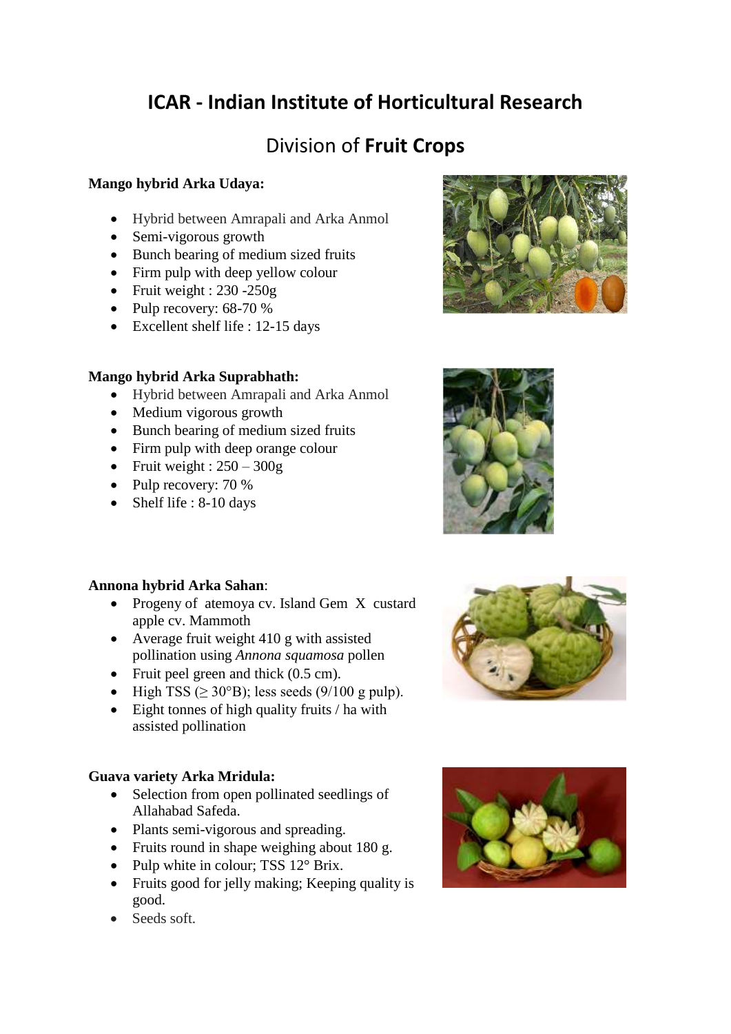# ICAR - Indian Institute of Horticultural Research

## Division of **Fruit Crops**

**Mango hybrid Arka Udaya:**

- Hybrid between Amrapali and Arka Anmol
- Semi-vigorous growth
- Bunch bearing of medium sized fruits
- Firm pulp with deep yellow colour
- Fruit weight : 230 -250g
- Pulp recovery: 68-70 %
- Excellent shelf life : 12-15 days

**Mango hybrid Arka Suprabhath:**

- Hybrid between Amrapali and Arka Anmol
- Medium vigorous growth
- Bunch bearing of medium sized fruits
- Firm pulp with deep orange colour
- Fruit weight : 250 – 300g
- Pulp recovery: 70 %
- Shelf life : 8-10 days

**Annona hybrid Arka Sahan**:

- Progeny of atemoya cv. Island Gem X custard apple cv. Mammoth
- Average fruit weight 410 g with assisted pollination using *Annona squamosa* pollen
- Fruit peel green and thick (0.5 cm).
- High TSS (≥ 30°B); less seeds (9/100 g pulp).
- Eight tonnes of high quality fruits / ha with assisted pollination

**Guava variety Arka Mridula:**

- Selection from open pollinated seedlings of Allahabad Safeda.
- Plants semi-vigorous and spreading.
- Fruits round in shape weighing about 180 g.
- Pulp white in colour; TSS 12° Brix.
- Fruits good for jelly making; Keeping quality is good.
- Seeds soft.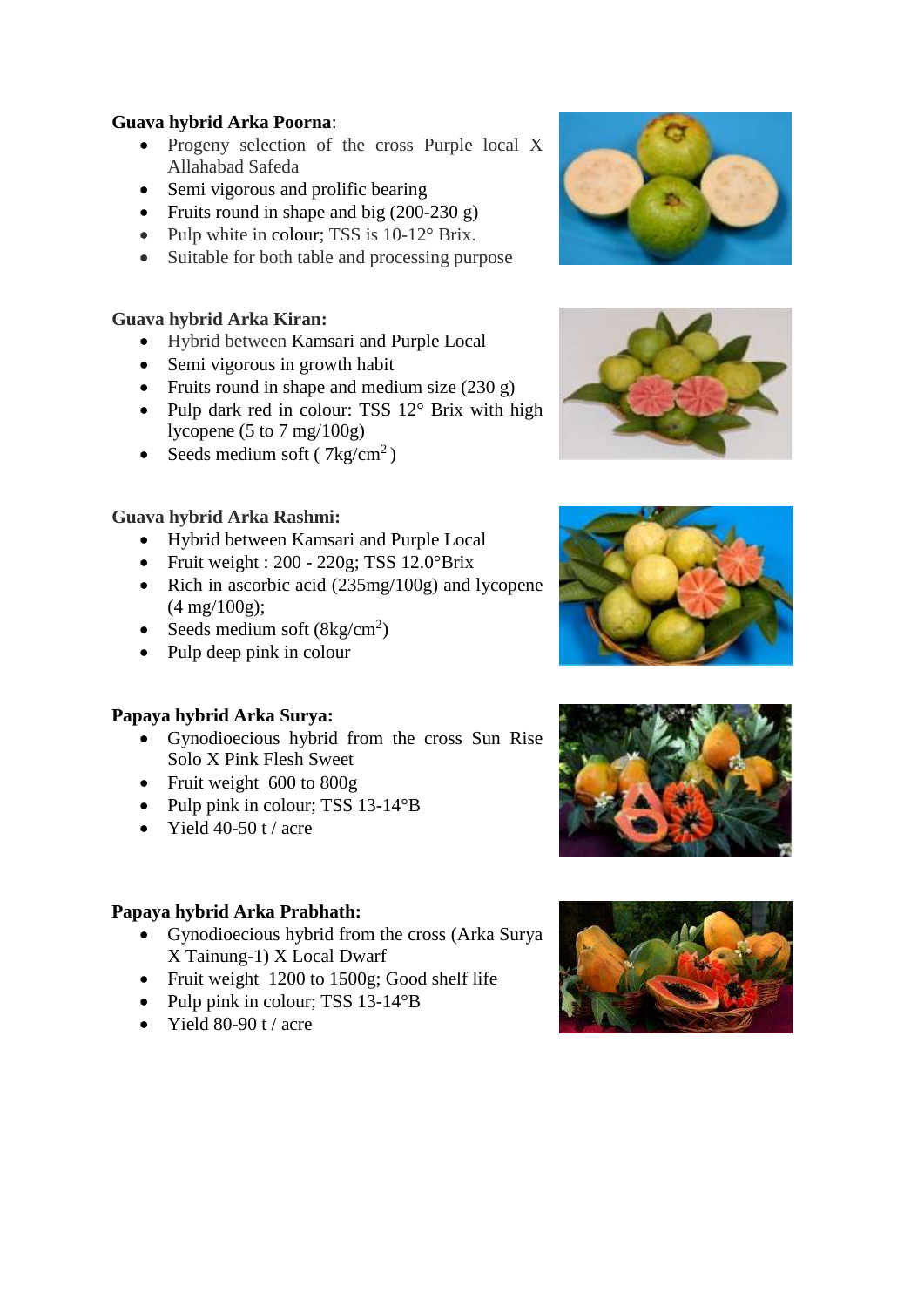**Guava hybrid Arka Poorna**:

- Progeny selection of the cross Purple local X Allahabad Safeda
- Semi vigorous and prolific bearing
- Fruits round in shape and big (200-230 g)
- Pulp white in colour; TSS is 10-12° Brix.
- Suitable for both table and processing purpose

**Guava hybrid Arka Kiran:**

- Hybrid between Kamsari and Purple Local
- Semi vigorous in growth habit
- Fruits round in shape and medium size (230 g)
- Pulp dark red in colour: TSS 12° Brix with high lycopene (5 to 7 mg/100g)
- Seeds medium soft ( 7kg/cm$^2$ )

**Guava hybrid Arka Rashmi:**

- Hybrid between Kamsari and Purple Local
- Fruit weight : 200 - 220g; TSS 12.0°Brix
- Rich in ascorbic acid (235mg/100g) and lycopene (4 mg/100g);
- Seeds medium soft (8kg/cm$^2$)
- Pulp deep pink in colour

**Papaya hybrid Arka Surya:**

- Gynodioecious hybrid from the cross Sun Rise Solo X Pink Flesh Sweet
- Fruit weight 600 to 800g
- Pulp pink in colour; TSS 13-14°B
- Yield 40-50 t / acre

**Papaya hybrid Arka Prabhath:**

- Gynodioecious hybrid from the cross (Arka Surya X Tainung-1) X Local Dwarf
- Fruit weight 1200 to 1500g; Good shelf life
- Pulp pink in colour; TSS 13-14°B
- Yield 80-90 t / acre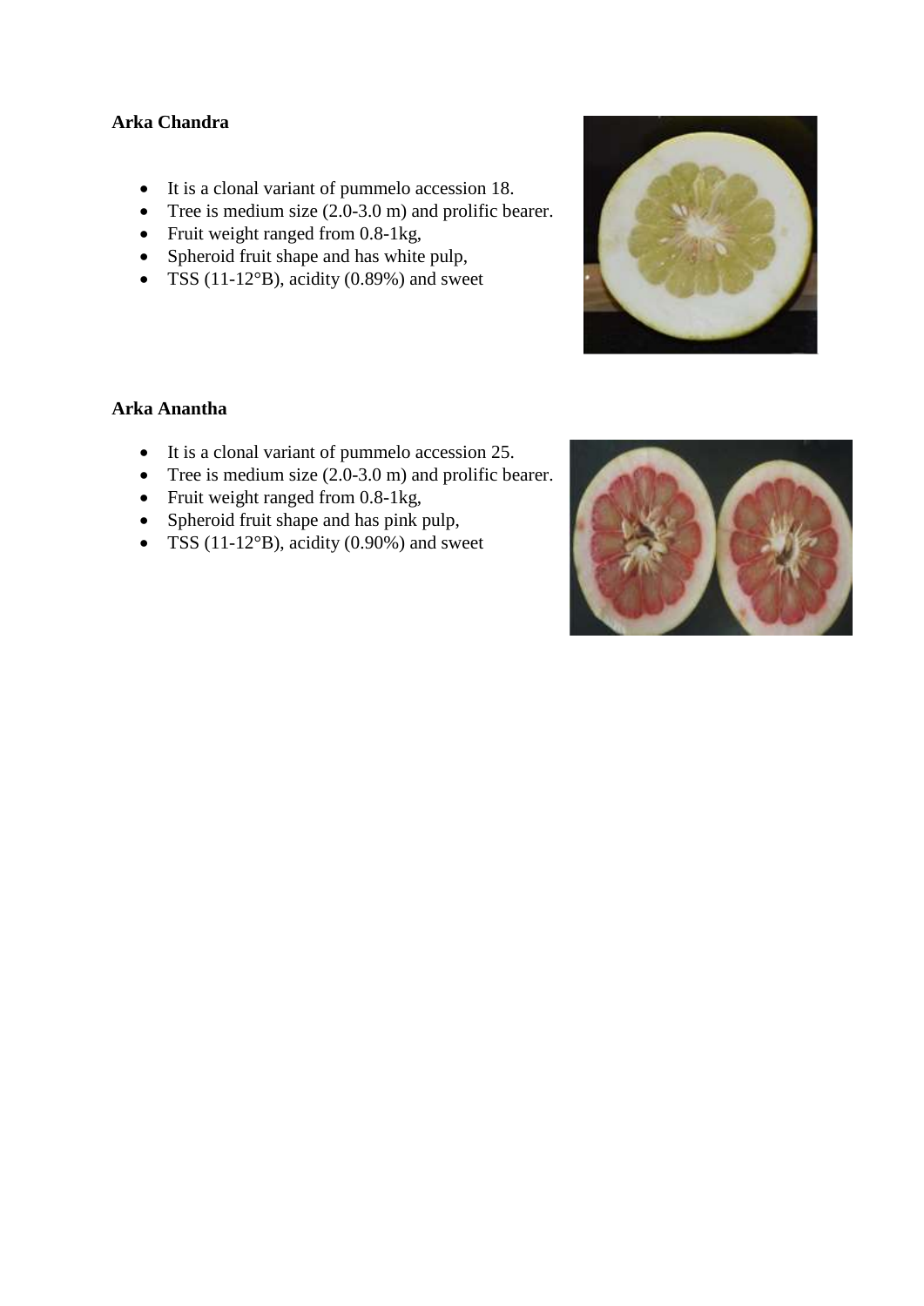**Arka Chandra**

- It is a clonal variant of pummelo accession 18.
- Tree is medium size (2.0-3.0 m) and prolific bearer.
- Fruit weight ranged from 0.8-1kg,
- Spheroid fruit shape and has white pulp,
- TSS (11-12°B), acidity (0.89%) and sweet

**Arka Anantha**

- It is a clonal variant of pummelo accession 25.
- Tree is medium size (2.0-3.0 m) and prolific bearer.
- Fruit weight ranged from 0.8-1kg,
- Spheroid fruit shape and has pink pulp,
- TSS (11-12°B), acidity (0.90%) and sweet